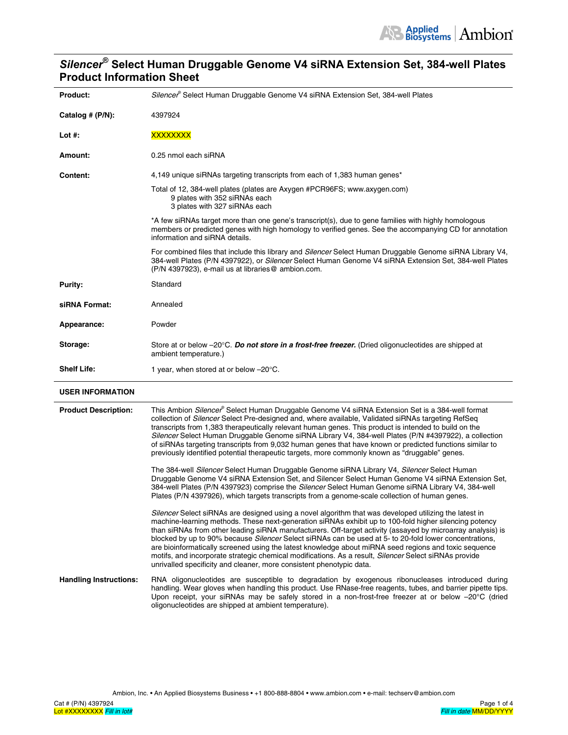# *Silencer*® Select Human Druggable Genome V4 siRNA Extension Set, 384-well Plates Product Information Sheet

| | |
|---|---|
| **Product:** | *Silencer*® Select Human Druggable Genome V4 siRNA Extension Set, 384-well Plates |
| **Catalog # (P/N):** | 4397924 |
| **Lot #:** | XXXXXXXX |
| **Amount:** | 0.25 nmol each siRNA |
| **Content:** | 4,149 unique siRNAs targeting transcripts from each of 1,383 human genes* |
| | Total of 12, 384-well plates (plates are Axygen #PCR96FS; www.axygen.com)<br>9 plates with 352 siRNAs each<br>3 plates with 327 siRNAs each |
| | *A few siRNAs target more than one gene's transcript(s), due to gene families with highly homologous members or predicted genes with high homology to verified genes. See the accompanying CD for annotation information and siRNA details. |
| | For combined files that include this library and *Silencer* Select Human Druggable Genome siRNA Library V4, 384-well Plates (P/N 4397922), or *Silencer* Select Human Genome V4 siRNA Extension Set, 384-well Plates (P/N 4397923), e-mail us at libraries@ ambion.com. |
| **Purity:** | Standard |
| **siRNA Format:** | Annealed |
| **Appearance:** | Powder |
| **Storage:** | Store at or below –20°C. ***Do not store in a frost-free freezer.*** (Dried oligonucleotides are shipped at ambient temperature.) |
| **Shelf Life:** | 1 year, when stored at or below –20°C. |

## USER INFORMATION

**Product Description:**

This Ambion *Silencer*® Select Human Druggable Genome V4 siRNA Extension Set is a 384-well format collection of *Silencer* Select Pre-designed and, where available, Validated siRNAs targeting RefSeq transcripts from 1,383 therapeutically relevant human genes. This product is intended to build on the *Silencer* Select Human Druggable Genome siRNA Library V4, 384-well Plates (P/N #4397922), a collection of siRNAs targeting transcripts from 9,032 human genes that have known or predicted functions similar to previously identified potential therapeutic targets, more commonly known as "druggable" genes.

The 384-well *Silencer* Select Human Druggable Genome siRNA Library V4, *Silencer* Select Human Druggable Genome V4 siRNA Extension Set, and Silencer Select Human Genome V4 siRNA Extension Set, 384-well Plates (P/N 4397923) comprise the *Silencer* Select Human Genome siRNA Library V4, 384-well Plates (P/N 4397926), which targets transcripts from a genome-scale collection of human genes.

*Silencer* Select siRNAs are designed using a novel algorithm that was developed utilizing the latest in machine-learning methods. These next-generation siRNAs exhibit up to 100-fold higher silencing potency than siRNAs from other leading siRNA manufacturers. Off-target activity (assayed by microarray analysis) is blocked by up to 90% because *Silencer* Select siRNAs can be used at 5- to 20-fold lower concentrations, are bioinformatically screened using the latest knowledge about miRNA seed regions and toxic sequence motifs, and incorporate strategic chemical modifications. As a result, *Silencer* Select siRNAs provide unrivalled specificity and cleaner, more consistent phenotypic data.

**Handling Instructions:**

RNA oligonucleotides are susceptible to degradation by exogenous ribonucleases introduced during handling. Wear gloves when handling this product. Use RNase-free reagents, tubes, and barrier pipette tips. Upon receipt, your siRNAs may be safely stored in a non-frost-free freezer at or below –20°C (dried oligonucleotides are shipped at ambient temperature).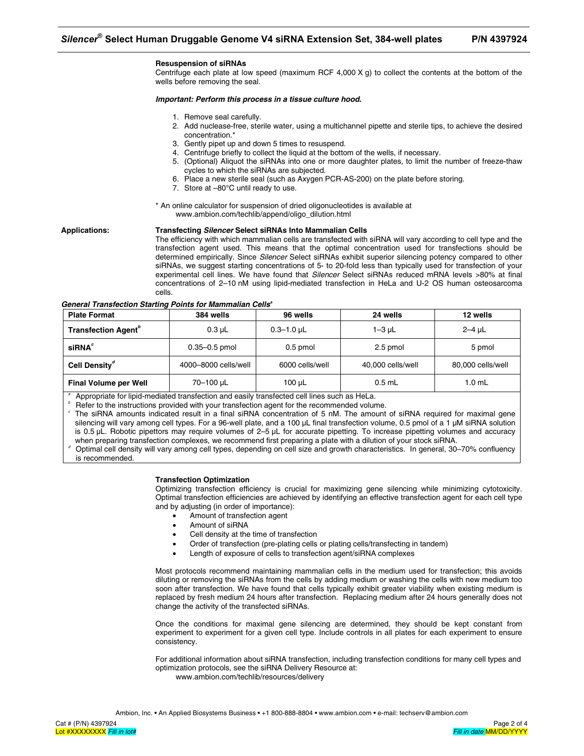### Resuspension of siRNAs

Centrifuge each plate at low speed (maximum RCF 4,000 X g) to collect the contents at the bottom of the wells before removing the seal.

***Important: Perform this process in a tissue culture hood.***

1. Remove seal carefully.
2. Add nuclease-free, sterile water, using a multichannel pipette and sterile tips, to achieve the desired concentration.*
3. Gently pipet up and down 5 times to resuspend.
4. Centrifuge briefly to collect the liquid at the bottom of the wells, if necessary.
5. (Optional) Aliquot the siRNAs into one or more daughter plates, to limit the number of freeze-thaw cycles to which the siRNAs are subjected.
6. Place a new sterile seal (such as Axygen PCR-AS-200) on the plate before storing.
7. Store at –80°C until ready to use.

\* An online calculator for suspension of dried oligonucleotides is available at www.ambion.com/techlib/append/oligo_dilution.html

## Applications:

### Transfecting *Silencer* Select siRNAs Into Mammalian Cells

The efficiency with which mammalian cells are transfected with siRNA will vary according to cell type and the transfection agent used. This means that the optimal concentration used for transfections should be determined empirically. Since *Silencer* Select siRNAs exhibit superior silencing potency compared to other siRNAs, we suggest starting concentrations of 5- to 20-fold less than typically used for transfection of your experimental cell lines. We have found that *Silencer* Select siRNAs reduced mRNA levels >80% at final concentrations of 2–10 nM using lipid-mediated transfection in HeLa and U-2 OS human osteosarcoma cells.

***General Transfection Starting Points for Mammalian Cells[a]***

| Plate Format | 384 wells | 96 wells | 24 wells | 12 wells |
|---|---|---|---|---|
| Transfection Agent[b] | 0.3 µL | 0.3–1.0 µL | 1–3 µL | 2–4 µL |
| siRNA[c] | 0.35–0.5 pmol | 0.5 pmol | 2.5 pmol | 5 pmol |
| Cell Density[d] | 4000–8000 cells/well | 6000 cells/well | 40,000 cells/well | 80,000 cells/well |
| Final Volume per Well | 70–100 µL | 100 µL | 0.5 mL | 1.0 mL |

[a] Appropriate for lipid-mediated transfection and easily transfected cell lines such as HeLa.
[b] Refer to the instructions provided with your transfection agent for the recommended volume.
[c] The siRNA amounts indicated result in a final siRNA concentration of 5 nM. The amount of siRNA required for maximal gene silencing will vary among cell types. For a 96-well plate, and a 100 µL final transfection volume, 0.5 pmol of a 1 µM siRNA solution is 0.5 µL. Robotic pipettors may require volumes of 2–5 µL for accurate pipetting. To increase pipetting volumes and accuracy when preparing transfection complexes, we recommend first preparing a plate with a dilution of your stock siRNA.
[d] Optimal cell density will vary among cell types, depending on cell size and growth characteristics. In general, 30–70% confluency is recommended.

### Transfection Optimization

Optimizing transfection efficiency is crucial for maximizing gene silencing while minimizing cytotoxicity. Optimal transfection efficiencies are achieved by identifying an effective transfection agent for each cell type and by adjusting (in order of importance):

- Amount of transfection agent
- Amount of siRNA
- Cell density at the time of transfection
- Order of transfection (pre-plating cells or plating cells/transfecting in tandem)
- Length of exposure of cells to transfection agent/siRNA complexes

Most protocols recommend maintaining mammalian cells in the medium used for transfection; this avoids diluting or removing the siRNAs from the cells by adding medium or washing the cells with new medium too soon after transfection. We have found that cells typically exhibit greater viability when existing medium is replaced by fresh medium 24 hours after transfection. Replacing medium after 24 hours generally does not change the activity of the transfected siRNAs.

Once the conditions for maximal gene silencing are determined, they should be kept constant from experiment to experiment for a given cell type. Include controls in all plates for each experiment to ensure consistency.

For additional information about siRNA transfection, including transfection conditions for many cell types and optimization protocols, see the siRNA Delivery Resource at:
www.ambion.com/techlib/resources/delivery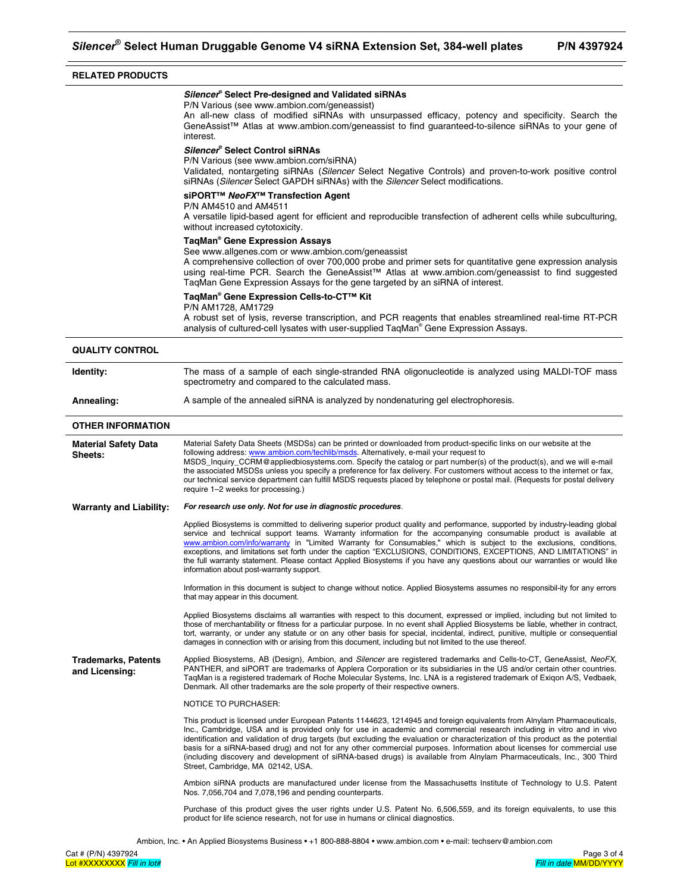## RELATED PRODUCTS

**_Silencer_® Select Pre-designed and Validated siRNAs**
P/N Various (see www.ambion.com/geneassist)
An all-new class of modified siRNAs with unsurpassed efficacy, potency and specificity. Search the GeneAssist™ Atlas at www.ambion.com/geneassist to find guaranteed-to-silence siRNAs to your gene of interest.

**_Silencer_® Select Control siRNAs**
P/N Various (see www.ambion.com/siRNA)
Validated, nontargeting siRNAs (*Silencer* Select Negative Controls) and proven-to-work positive control siRNAs (*Silencer* Select GAPDH siRNAs) with the *Silencer* Select modifications.

**siPORT™ _NeoFX_™ Transfection Agent**
P/N AM4510 and AM4511
A versatile lipid-based agent for efficient and reproducible transfection of adherent cells while subculturing, without increased cytotoxicity.

**TaqMan® Gene Expression Assays**
See www.allgenes.com or www.ambion.com/geneassist
A comprehensive collection of over 700,000 probe and primer sets for quantitative gene expression analysis using real-time PCR. Search the GeneAssist™ Atlas at www.ambion.com/geneassist to find suggested TaqMan Gene Expression Assays for the gene targeted by an siRNA of interest.

**TaqMan® Gene Expression Cells-to-CT™ Kit**
P/N AM1728, AM1729
A robust set of lysis, reverse transcription, and PCR reagents that enables streamlined real-time RT-PCR analysis of cultured-cell lysates with user-supplied TaqMan® Gene Expression Assays.

## QUALITY CONTROL

**Identity:** The mass of a sample of each single-stranded RNA oligonucleotide is analyzed using MALDI-TOF mass spectrometry and compared to the calculated mass.

**Annealing:** A sample of the annealed siRNA is analyzed by nondenaturing gel electrophoresis.

## OTHER INFORMATION

**Material Safety Data Sheets:** Material Safety Data Sheets (MSDSs) can be printed or downloaded from product-specific links on our website at the following address: www.ambion.com/techlib/msds. Alternatively, e-mail your request to MSDS_Inquiry_CCRM@appliedbiosystems.com. Specify the catalog or part number(s) of the product(s), and we will e-mail the associated MSDSs unless you specify a preference for fax delivery. For customers without access to the internet or fax, our technical service department can fulfill MSDS requests placed by telephone or postal mail. (Requests for postal delivery require 1–2 weeks for processing.)

**Warranty and Liability:** ***For research use only. Not for use in diagnostic procedures***.

Applied Biosystems is committed to delivering superior product quality and performance, supported by industry-leading global service and technical support teams. Warranty information for the accompanying consumable product is available at www.ambion.com/info/warranty in "Limited Warranty for Consumables," which is subject to the exclusions, conditions, exceptions, and limitations set forth under the caption "EXCLUSIONS, CONDITIONS, EXCEPTIONS, AND LIMITATIONS" in the full warranty statement. Please contact Applied Biosystems if you have any questions about our warranties or would like information about post-warranty support.

Information in this document is subject to change without notice. Applied Biosystems assumes no responsibil-ity for any errors that may appear in this document.

Applied Biosystems disclaims all warranties with respect to this document, expressed or implied, including but not limited to those of merchantability or fitness for a particular purpose. In no event shall Applied Biosystems be liable, whether in contract, tort, warranty, or under any statute or on any other basis for special, incidental, indirect, punitive, multiple or consequential damages in connection with or arising from this document, including but not limited to the use thereof.

**Trademarks, Patents and Licensing:** Applied Biosystems, AB (Design), Ambion, and *Silencer* are registered trademarks and Cells-to-CT, GeneAssist, *NeoFX*, PANTHER, and siPORT are trademarks of Applera Corporation or its subsidiaries in the US and/or certain other countries. TaqMan is a registered trademark of Roche Molecular Systems, Inc. LNA is a registered trademark of Exiqon A/S, Vedbaek, Denmark. All other trademarks are the sole property of their respective owners.

NOTICE TO PURCHASER:

This product is licensed under European Patents 1144623, 1214945 and foreign equivalents from Alnylam Pharmaceuticals, Inc., Cambridge, USA and is provided only for use in academic and commercial research including in vitro and in vivo identification and validation of drug targets (but excluding the evaluation or characterization of this product as the potential basis for a siRNA-based drug) and not for any other commercial purposes. Information about licenses for commercial use (including discovery and development of siRNA-based drugs) is available from Alnylam Pharmaceuticals, Inc., 300 Third Street, Cambridge, MA 02142, USA.

Ambion siRNA products are manufactured under license from the Massachusetts Institute of Technology to U.S. Patent Nos. 7,056,704 and 7,078,196 and pending counterparts.

Purchase of this product gives the user rights under U.S. Patent No. 6,506,559, and its foreign equivalents, to use this product for life science research, not for use in humans or clinical diagnostics.

Ambion, Inc. • An Applied Biosystems Business • +1 800-888-8804 • www.ambion.com • e-mail: techserv@ambion.com

Cat # (P/N) 4397924
Lot #XXXXXXXX *Fill in lot#*

*Fill in date* MM/DD/YYYY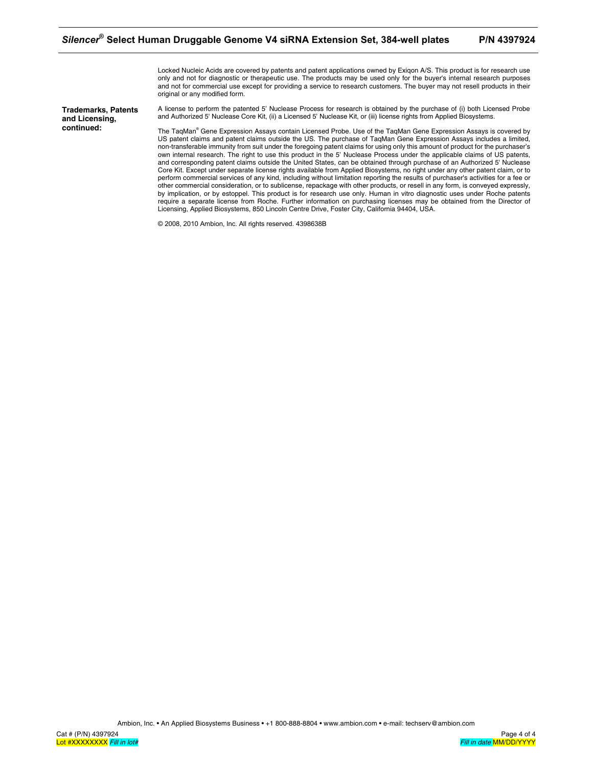Locked Nucleic Acids are covered by patents and patent applications owned by Exiqon A/S. This product is for research use only and not for diagnostic or therapeutic use. The products may be used only for the buyer's internal research purposes and not for commercial use except for providing a service to research customers. The buyer may not resell products in their original or any modified form.

**Trademarks, Patents and Licensing, continued:**

A license to perform the patented 5' Nuclease Process for research is obtained by the purchase of (i) both Licensed Probe and Authorized 5' Nuclease Core Kit, (ii) a Licensed 5' Nuclease Kit, or (iii) license rights from Applied Biosystems.

The TaqMan® Gene Expression Assays contain Licensed Probe. Use of the TaqMan Gene Expression Assays is covered by US patent claims and patent claims outside the US. The purchase of TaqMan Gene Expression Assays includes a limited, non-transferable immunity from suit under the foregoing patent claims for using only this amount of product for the purchaser's own internal research. The right to use this product in the 5' Nuclease Process under the applicable claims of US patents, and corresponding patent claims outside the United States, can be obtained through purchase of an Authorized 5' Nuclease Core Kit. Except under separate license rights available from Applied Biosystems, no right under any other patent claim, or to perform commercial services of any kind, including without limitation reporting the results of purchaser's activities for a fee or other commercial consideration, or to sublicense, repackage with other products, or resell in any form, is conveyed expressly, by implication, or by estoppel. This product is for research use only. Human in vitro diagnostic uses under Roche patents require a separate license from Roche. Further information on purchasing licenses may be obtained from the Director of Licensing, Applied Biosystems, 850 Lincoln Centre Drive, Foster City, California 94404, USA.

© 2008, 2010 Ambion, Inc. All rights reserved. 4398638B

Ambion, Inc. • An Applied Biosystems Business • +1 800-888-8804 • www.ambion.com • e-mail: techserv@ambion.com

Cat # (P/N) 4397924
Lot #XXXXXXXX *Fill in lot#*

*Fill in date* MM/DD/YYYY